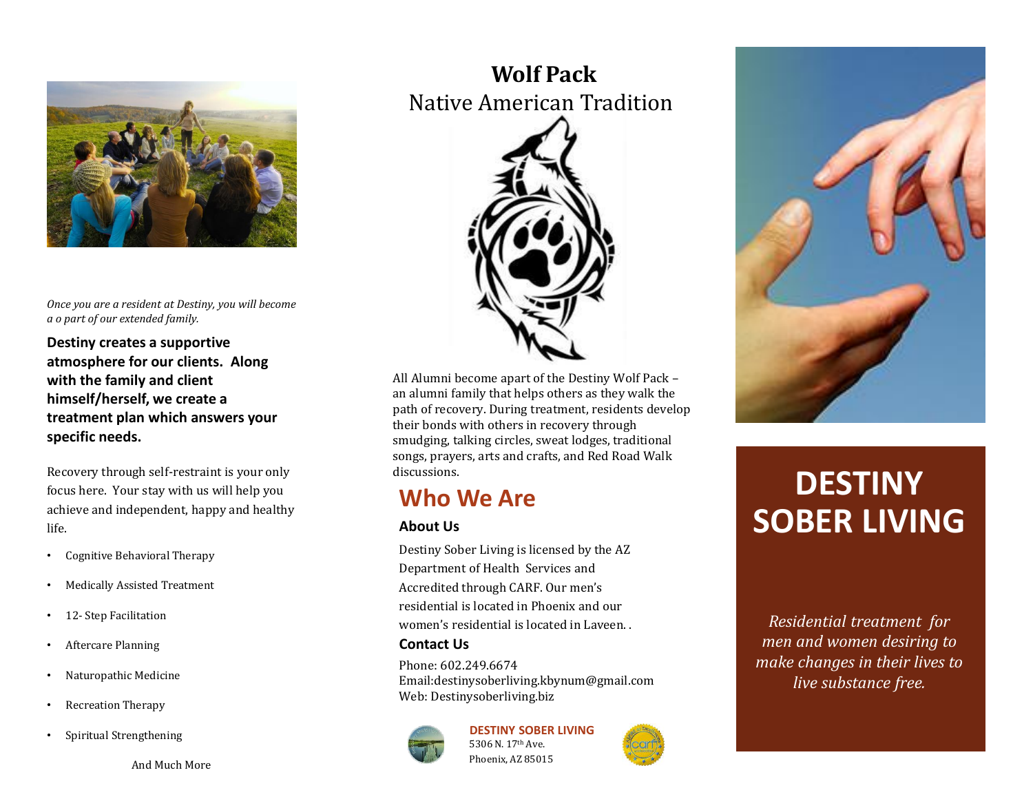*Once you are a resident at Destiny, you will become a o part of our extended family.*

**Destiny creates a supportive atmosphere for our clients. Along with the family and client himself/herself, we create a treatment plan which answers your specific needs.**

Recovery through self-restraint is your only focus here. Your stay with us will help you achieve and independent, happy and healthy life.

- Cognitive Behavioral Therapy
- Medically Assisted Treatment
- 12- Step Facilitation
- Aftercare Planning
- Naturopathic Medicine
- Recreation Therapy
- Spiritual Strengthening

And Much More

# **Wolf Pack**
## Native American Tradition

All Alumni become apart of the Destiny Wolf Pack – an alumni family that helps others as they walk the path of recovery. During treatment, residents develop their bonds with others in recovery through smudging, talking circles, sweat lodges, traditional songs, prayers, arts and crafts, and Red Road Walk discussions.

## Who We Are

### About Us

Destiny Sober Living is licensed by the AZ Department of Health Services and Accredited through CARF. Our men's residential is located in Phoenix and our women's residential is located in Laveen. .

### Contact Us

Phone: 602.249.6674
Email:destinysoberliving.kbynum@gmail.com
Web: Destinysoberliving.biz

**DESTINY SOBER LIVING**
5306 N. 17th Ave.
Phoenix, AZ 85015

# DESTINY SOBER LIVING

*Residential treatment for men and women desiring to make changes in their lives to live substance free.*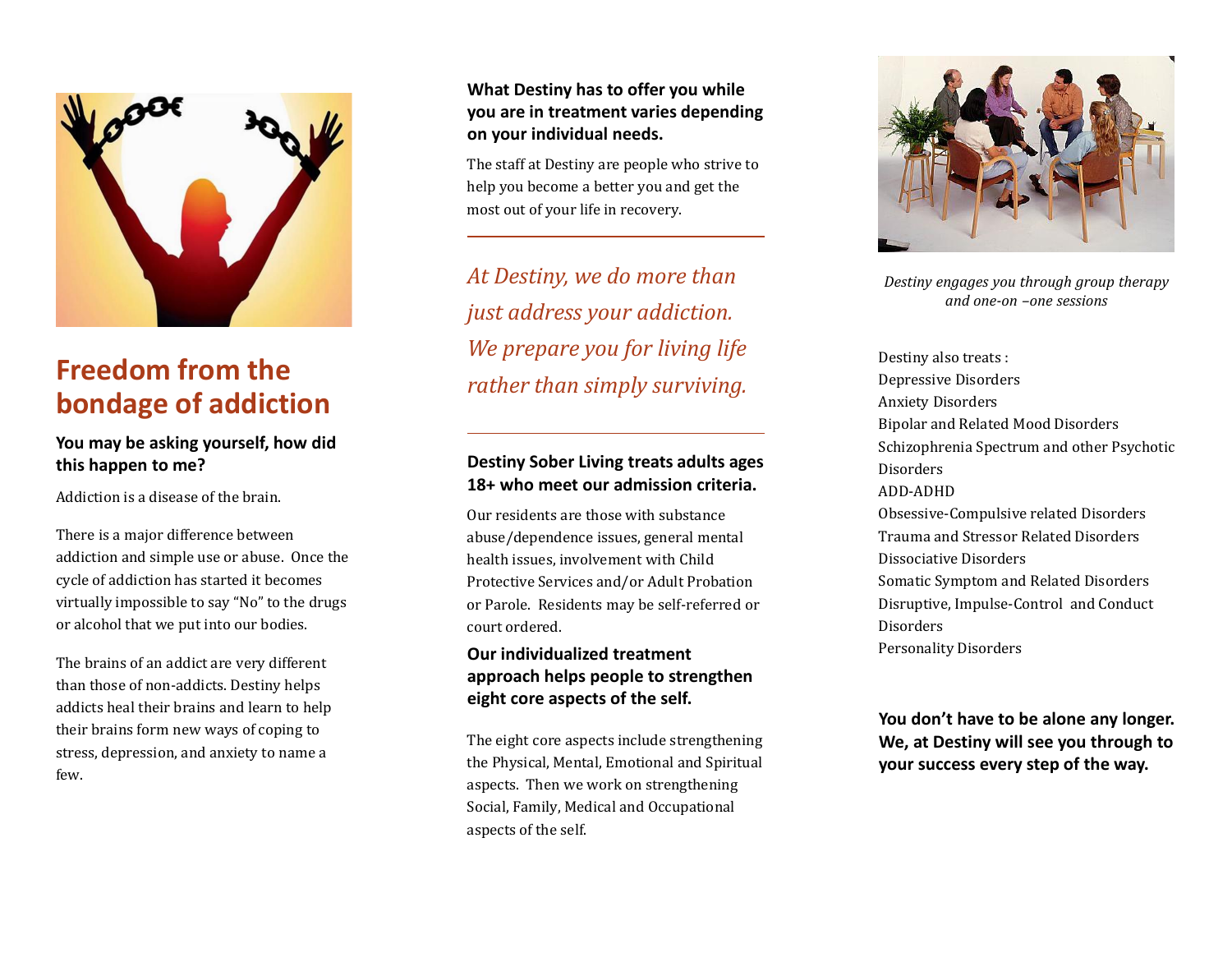## Freedom from the bondage of addiction

### You may be asking yourself, how did this happen to me?

Addiction is a disease of the brain.

There is a major difference between addiction and simple use or abuse. Once the cycle of addiction has started it becomes virtually impossible to say "No" to the drugs or alcohol that we put into our bodies.

The brains of an addict are very different than those of non-addicts. Destiny helps addicts heal their brains and learn to help their brains form new ways of coping to stress, depression, and anxiety to name a few.

### What Destiny has to offer you while you are in treatment varies depending on your individual needs.

The staff at Destiny are people who strive to help you become a better you and get the most out of your life in recovery.

*At Destiny, we do more than just address your addiction. We prepare you for living life rather than simply surviving.*

### Destiny Sober Living treats adults ages 18+ who meet our admission criteria.

Our residents are those with substance abuse/dependence issues, general mental health issues, involvement with Child Protective Services and/or Adult Probation or Parole. Residents may be self-referred or court ordered.

### Our individualized treatment approach helps people to strengthen eight core aspects of the self.

The eight core aspects include strengthening the Physical, Mental, Emotional and Spiritual aspects. Then we work on strengthening Social, Family, Medical and Occupational aspects of the self.

*Destiny engages you through group therapy and one-on –one sessions*

Destiny also treats :
Depressive Disorders
Anxiety Disorders
Bipolar and Related Mood Disorders
Schizophrenia Spectrum and other Psychotic Disorders
ADD-ADHD
Obsessive-Compulsive related Disorders
Trauma and Stressor Related Disorders
Dissociative Disorders
Somatic Symptom and Related Disorders
Disruptive, Impulse-Control and Conduct Disorders
Personality Disorders

**You don't have to be alone any longer. We, at Destiny will see you through to your success every step of the way.**